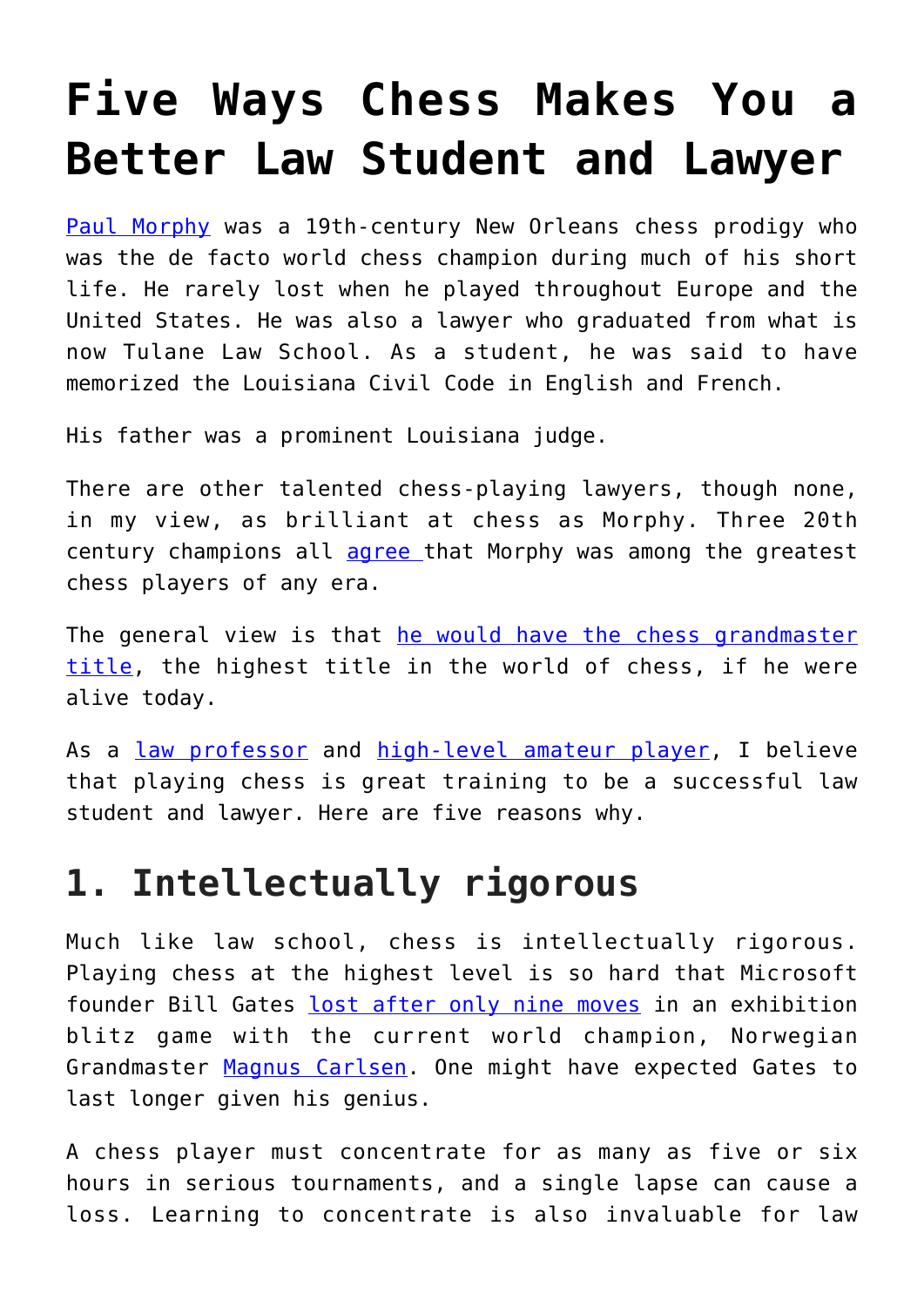# Five Ways Chess Makes You a Better Law Student and Lawyer

Paul Morphy was a 19th-century New Orleans chess prodigy who was the de facto world chess champion during much of his short life. He rarely lost when he played throughout Europe and the United States. He was also a lawyer who graduated from what is now Tulane Law School. As a student, he was said to have memorized the Louisiana Civil Code in English and French.

His father was a prominent Louisiana judge.

There are other talented chess-playing lawyers, though none, in my view, as brilliant at chess as Morphy. Three 20th century champions all agree that Morphy was among the greatest chess players of any era.

The general view is that he would have the chess grandmaster title, the highest title in the world of chess, if he were alive today.

As a law professor and high-level amateur player, I believe that playing chess is great training to be a successful law student and lawyer. Here are five reasons why.

## 1. Intellectually rigorous

Much like law school, chess is intellectually rigorous. Playing chess at the highest level is so hard that Microsoft founder Bill Gates lost after only nine moves in an exhibition blitz game with the current world champion, Norwegian Grandmaster Magnus Carlsen. One might have expected Gates to last longer given his genius.

A chess player must concentrate for as many as five or six hours in serious tournaments, and a single lapse can cause a loss. Learning to concentrate is also invaluable for law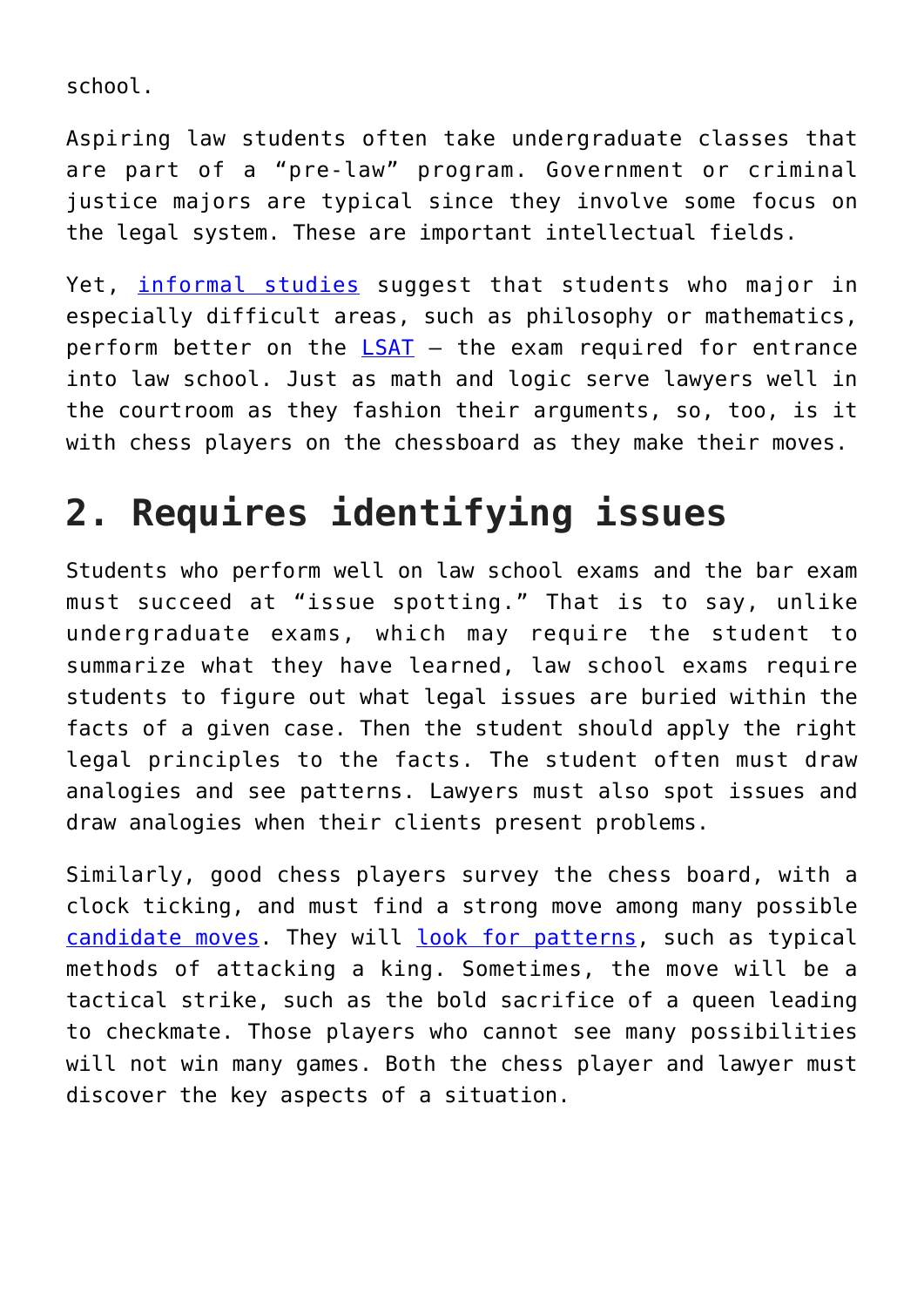school.

Aspiring law students often take undergraduate classes that are part of a "pre-law" program. Government or criminal justice majors are typical since they involve some focus on the legal system. These are important intellectual fields.

Yet, informal studies suggest that students who major in especially difficult areas, such as philosophy or mathematics, perform better on the LSAT – the exam required for entrance into law school. Just as math and logic serve lawyers well in the courtroom as they fashion their arguments, so, too, is it with chess players on the chessboard as they make their moves.

## 2. Requires identifying issues

Students who perform well on law school exams and the bar exam must succeed at "issue spotting." That is to say, unlike undergraduate exams, which may require the student to summarize what they have learned, law school exams require students to figure out what legal issues are buried within the facts of a given case. Then the student should apply the right legal principles to the facts. The student often must draw analogies and see patterns. Lawyers must also spot issues and draw analogies when their clients present problems.

Similarly, good chess players survey the chess board, with a clock ticking, and must find a strong move among many possible candidate moves. They will look for patterns, such as typical methods of attacking a king. Sometimes, the move will be a tactical strike, such as the bold sacrifice of a queen leading to checkmate. Those players who cannot see many possibilities will not win many games. Both the chess player and lawyer must discover the key aspects of a situation.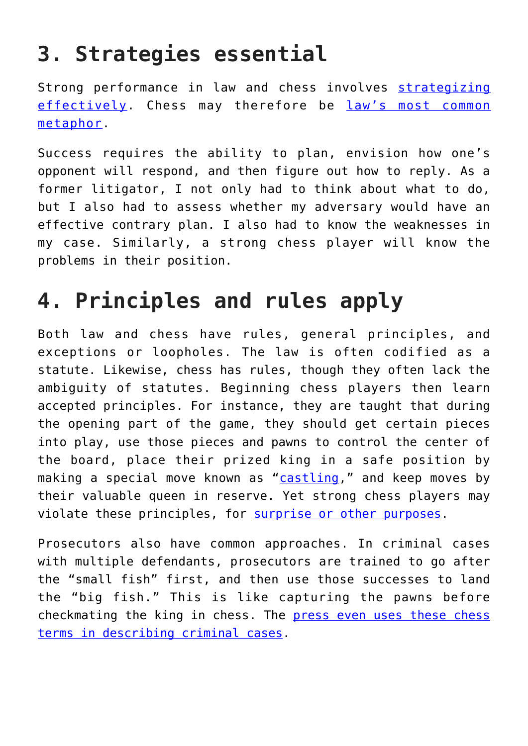## 3. Strategies essential

Strong performance in law and chess involves strategizing effectively. Chess may therefore be law's most common metaphor.

Success requires the ability to plan, envision how one's opponent will respond, and then figure out how to reply. As a former litigator, I not only had to think about what to do, but I also had to assess whether my adversary would have an effective contrary plan. I also had to know the weaknesses in my case. Similarly, a strong chess player will know the problems in their position.

## 4. Principles and rules apply

Both law and chess have rules, general principles, and exceptions or loopholes. The law is often codified as a statute. Likewise, chess has rules, though they often lack the ambiguity of statutes. Beginning chess players then learn accepted principles. For instance, they are taught that during the opening part of the game, they should get certain pieces into play, use those pieces and pawns to control the center of the board, place their prized king in a safe position by making a special move known as "castling," and keep moves by their valuable queen in reserve. Yet strong chess players may violate these principles, for surprise or other purposes.

Prosecutors also have common approaches. In criminal cases with multiple defendants, prosecutors are trained to go after the "small fish" first, and then use those successes to land the "big fish." This is like capturing the pawns before checkmating the king in chess. The press even uses these chess terms in describing criminal cases.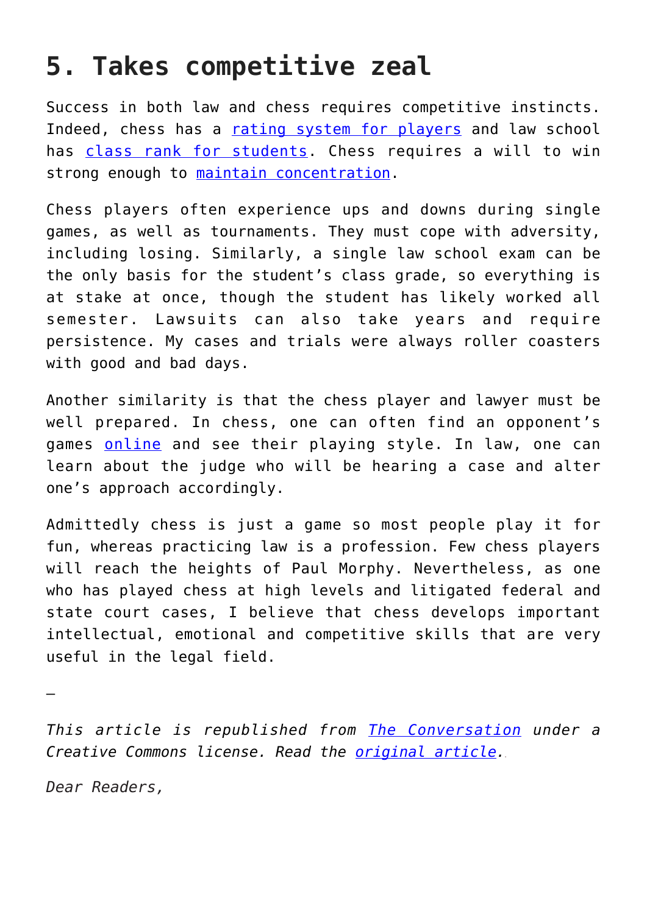## 5. Takes competitive zeal

Success in both law and chess requires competitive instincts. Indeed, chess has a rating system for players and law school has class rank for students. Chess requires a will to win strong enough to maintain concentration.

Chess players often experience ups and downs during single games, as well as tournaments. They must cope with adversity, including losing. Similarly, a single law school exam can be the only basis for the student's class grade, so everything is at stake at once, though the student has likely worked all semester. Lawsuits can also take years and require persistence. My cases and trials were always roller coasters with good and bad days.

Another similarity is that the chess player and lawyer must be well prepared. In chess, one can often find an opponent's games online and see their playing style. In law, one can learn about the judge who will be hearing a case and alter one's approach accordingly.

Admittedly chess is just a game so most people play it for fun, whereas practicing law is a profession. Few chess players will reach the heights of Paul Morphy. Nevertheless, as one who has played chess at high levels and litigated federal and state court cases, I believe that chess develops important intellectual, emotional and competitive skills that are very useful in the legal field.

—

*This article is republished from The Conversation under a Creative Commons license. Read the original article.*

*Dear Readers,*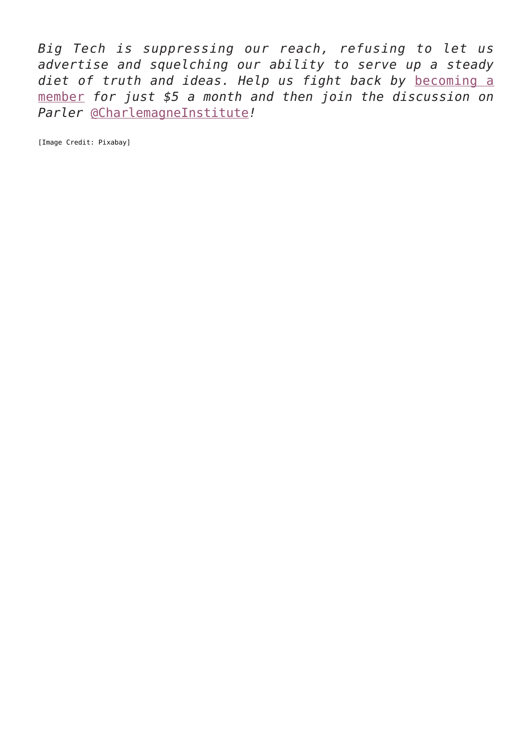*Big Tech is suppressing our reach, refusing to let us advertise and squelching our ability to serve up a steady diet of truth and ideas. Help us fight back by* [becoming a member](#) *for just $5 a month and then join the discussion on Parler* [@CharlemagneInstitute](#)*!*

[Image Credit: Pixabay]